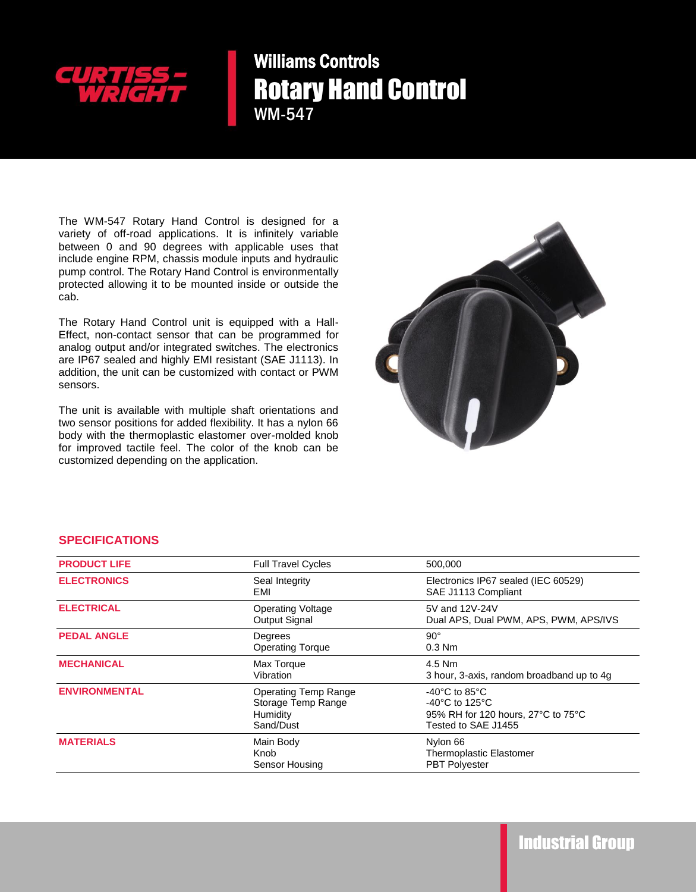CURTISS-WRIGHT

# Williams Controls
# Rotary Hand Control
## WM-547

The WM-547 Rotary Hand Control is designed for a variety of off-road applications. It is infinitely variable between 0 and 90 degrees with applicable uses that include engine RPM, chassis module inputs and hydraulic pump control. The Rotary Hand Control is environmentally protected allowing it to be mounted inside or outside the cab.

The Rotary Hand Control unit is equipped with a Hall-Effect, non-contact sensor that can be programmed for analog output and/or integrated switches. The electronics are IP67 sealed and highly EMI resistant (SAE J1113). In addition, the unit can be customized with contact or PWM sensors.

The unit is available with multiple shaft orientations and two sensor positions for added flexibility. It has a nylon 66 body with the thermoplastic elastomer over-molded knob for improved tactile feel. The color of the knob can be customized depending on the application.

## SPECIFICATIONS

| | | |
|---|---|---|
| **PRODUCT LIFE** | Full Travel Cycles | 500,000 |
| **ELECTRONICS** | Seal Integrity<br>EMI | Electronics IP67 sealed (IEC 60529)<br>SAE J1113 Compliant |
| **ELECTRICAL** | Operating Voltage<br>Output Signal | 5V and 12V-24V<br>Dual APS, Dual PWM, APS, PWM, APS/IVS |
| **PEDAL ANGLE** | Degrees<br>Operating Torque | 90°<br>0.3 Nm |
| **MECHANICAL** | Max Torque<br>Vibration | 4.5 Nm<br>3 hour, 3-axis, random broadband up to 4g |
| **ENVIRONMENTAL** | Operating Temp Range<br>Storage Temp Range<br>Humidity<br>Sand/Dust | -40°C to 85°C<br>-40°C to 125°C<br>95% RH for 120 hours, 27°C to 75°C<br>Tested to SAE J1455 |
| **MATERIALS** | Main Body<br>Knob<br>Sensor Housing | Nylon 66<br>Thermoplastic Elastomer<br>PBT Polyester |

Industrial Group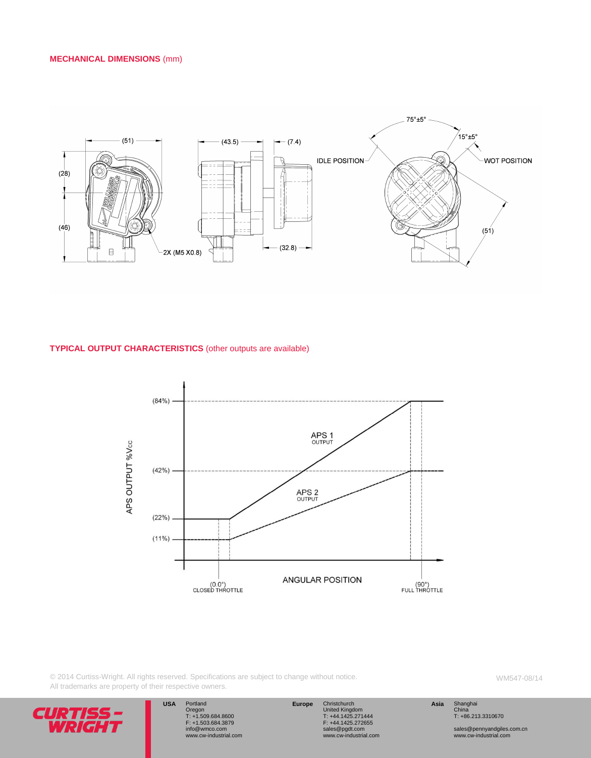**MECHANICAL DIMENSIONS** (mm)

(51)
(28)
(46)
2X (M5 X0.8)
(43.5)
(7.4)
(32.8)
75°±5°
15°±5°
IDLE POSITION
WOT POSITION
(51)

**TYPICAL OUTPUT CHARACTERISTICS** (other outputs are available)

APS OUTPUT %Vcc
(84%)
(42%)
(22%)
(11%)
APS 1 OUTPUT
APS 2 OUTPUT
(0.0°) CLOSED THROTTLE
ANGULAR POSITION
(90°) FULL THROTTLE

© 2014 Curtiss-Wright. All rights reserved. Specifications are subject to change without notice.
All trademarks are property of their respective owners.

WM547-08/14

CURTISS-WRIGHT

**USA**
Portland
Oregon
T: +1.509.684.8600
F: +1.503.684.3879
info@wmco.com
www.cw-industrial.com

**Europe**
Christchurch
United Kingdom
T: +44.1425.271444
F: +44.1425.272655
sales@pgdt.com
www.cw-industrial.com

**Asia**
Shanghai
China
T: +86.213.3310670

sales@pennyandgiles.com.cn
www.cw-industrial.com